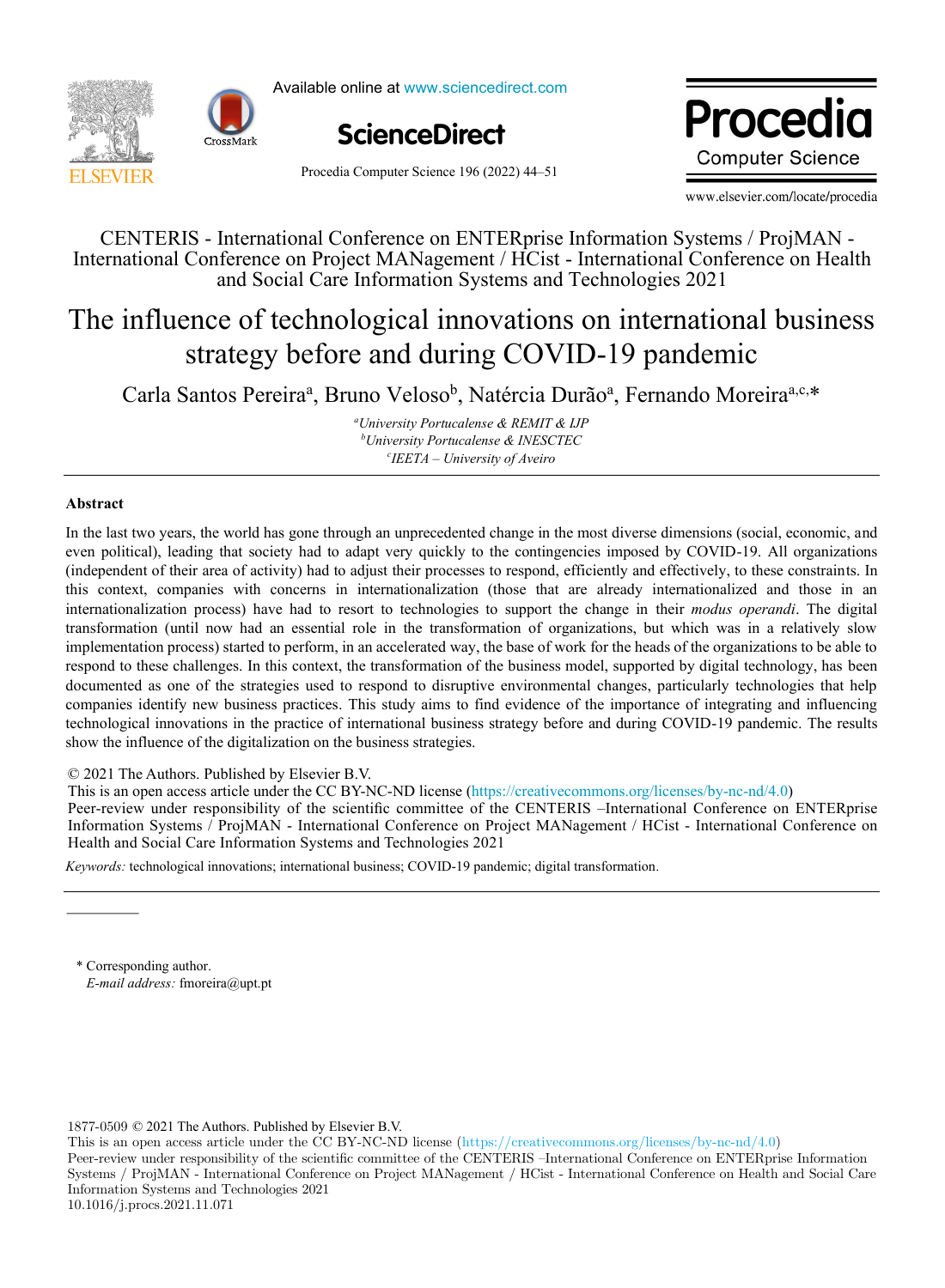CENTERIS - International Conference on ENTERprise Information Systems / ProjMAN - International Conference on Project MANagement / HCist - International Conference on Health and Social Care Information Systems and Technologies 2021

# The influence of technological innovations on international business strategy before and during COVID-19 pandemic

Carla Santos Pereira[a], Bruno Veloso[b], Natércia Durão[a], Fernando Moreira[a,c,*]

[a]*University Portucalense & REMIT & IJP*
[b]*University Portucalense & INESCTEC*
[c]*IEETA – University of Aveiro*

## Abstract

In the last two years, the world has gone through an unprecedented change in the most diverse dimensions (social, economic, and even political), leading that society had to adapt very quickly to the contingencies imposed by COVID-19. All organizations (independent of their area of activity) had to adjust their processes to respond, efficiently and effectively, to these constraints. In this context, companies with concerns in internationalization (those that are already internationalized and those in an internationalization process) have had to resort to technologies to support the change in their *modus operandi*. The digital transformation (until now had an essential role in the transformation of organizations, but which was in a relatively slow implementation process) started to perform, in an accelerated way, the base of work for the heads of the organizations to be able to respond to these challenges. In this context, the transformation of the business model, supported by digital technology, has been documented as one of the strategies used to respond to disruptive environmental changes, particularly technologies that help companies identify new business practices. This study aims to find evidence of the importance of integrating and influencing technological innovations in the practice of international business strategy before and during COVID-19 pandemic. The results show the influence of the digitalization on the business strategies.

© 2021 The Authors. Published by Elsevier B.V.
This is an open access article under the CC BY-NC-ND license (https://creativecommons.org/licenses/by-nc-nd/4.0)
Peer-review under responsibility of the scientific committee of the CENTERIS –International Conference on ENTERprise Information Systems / ProjMAN - International Conference on Project MANagement / HCist - International Conference on Health and Social Care Information Systems and Technologies 2021

*Keywords:* technological innovations; international business; COVID-19 pandemic; digital transformation.

\* Corresponding author.
*E-mail address:* fmoreira@upt.pt

1877-0509 © 2021 The Authors. Published by Elsevier B.V.
This is an open access article under the CC BY-NC-ND license (https://creativecommons.org/licenses/by-nc-nd/4.0)
Peer-review under responsibility of the scientific committee of the CENTERIS –International Conference on ENTERprise Information Systems / ProjMAN - International Conference on Project MANagement / HCist - International Conference on Health and Social Care Information Systems and Technologies 2021
10.1016/j.procs.2021.11.071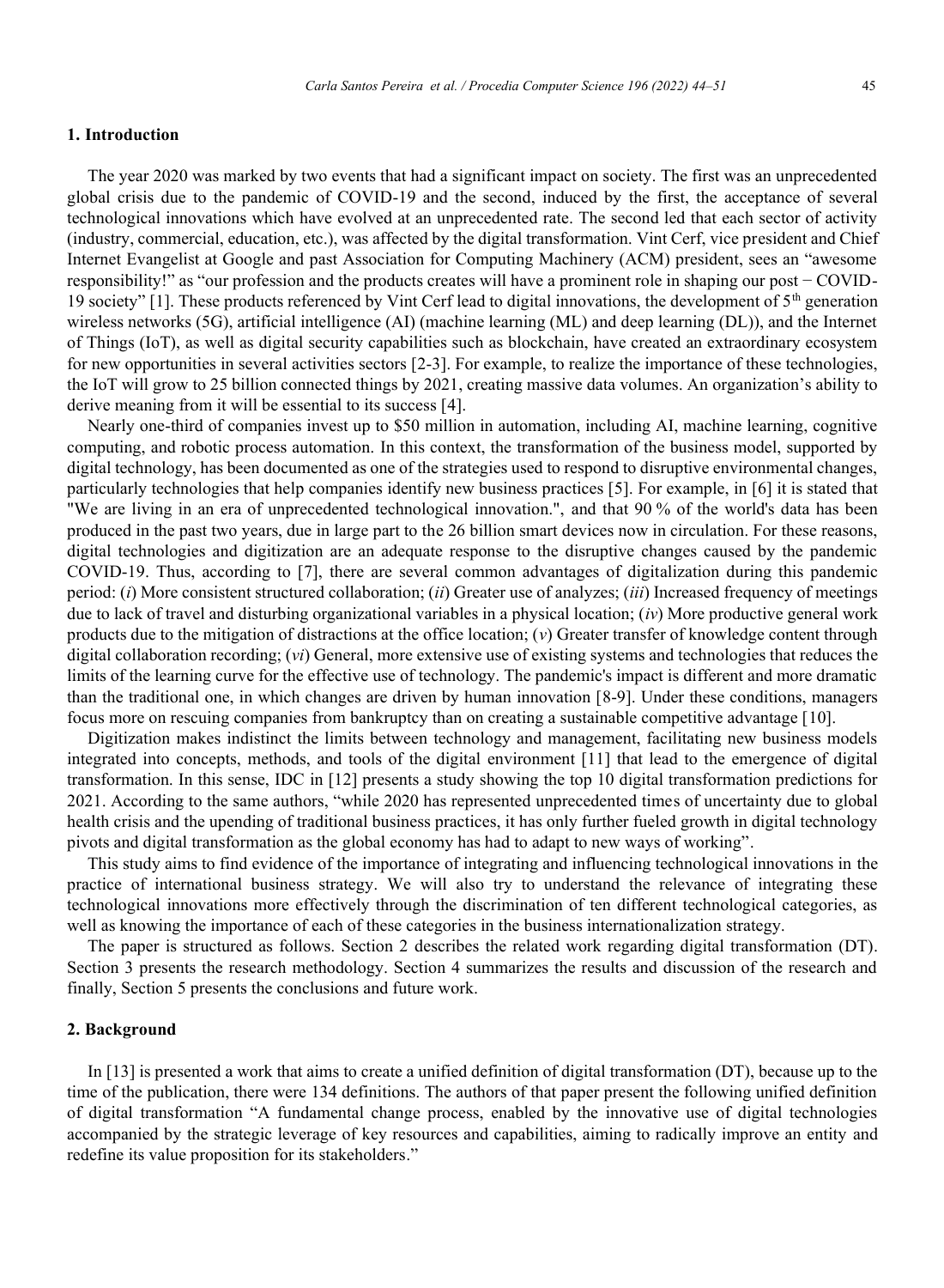## 1. Introduction

The year 2020 was marked by two events that had a significant impact on society. The first was an unprecedented global crisis due to the pandemic of COVID-19 and the second, induced by the first, the acceptance of several technological innovations which have evolved at an unprecedented rate. The second led that each sector of activity (industry, commercial, education, etc.), was affected by the digital transformation. Vint Cerf, vice president and Chief Internet Evangelist at Google and past Association for Computing Machinery (ACM) president, sees an "awesome responsibility!" as "our profession and the products creates will have a prominent role in shaping our post − COVID-19 society" [1]. These products referenced by Vint Cerf lead to digital innovations, the development of 5th generation wireless networks (5G), artificial intelligence (AI) (machine learning (ML) and deep learning (DL)), and the Internet of Things (IoT), as well as digital security capabilities such as blockchain, have created an extraordinary ecosystem for new opportunities in several activities sectors [2-3]. For example, to realize the importance of these technologies, the IoT will grow to 25 billion connected things by 2021, creating massive data volumes. An organization's ability to derive meaning from it will be essential to its success [4].

Nearly one-third of companies invest up to $50 million in automation, including AI, machine learning, cognitive computing, and robotic process automation. In this context, the transformation of the business model, supported by digital technology, has been documented as one of the strategies used to respond to disruptive environmental changes, particularly technologies that help companies identify new business practices [5]. For example, in [6] it is stated that "We are living in an era of unprecedented technological innovation.", and that 90 % of the world's data has been produced in the past two years, due in large part to the 26 billion smart devices now in circulation. For these reasons, digital technologies and digitization are an adequate response to the disruptive changes caused by the pandemic COVID-19. Thus, according to [7], there are several common advantages of digitalization during this pandemic period: (*i*) More consistent structured collaboration; (*ii*) Greater use of analyzes; (*iii*) Increased frequency of meetings due to lack of travel and disturbing organizational variables in a physical location; (*iv*) More productive general work products due to the mitigation of distractions at the office location; (*v*) Greater transfer of knowledge content through digital collaboration recording; (*vi*) General, more extensive use of existing systems and technologies that reduces the limits of the learning curve for the effective use of technology. The pandemic's impact is different and more dramatic than the traditional one, in which changes are driven by human innovation [8-9]. Under these conditions, managers focus more on rescuing companies from bankruptcy than on creating a sustainable competitive advantage [10].

Digitization makes indistinct the limits between technology and management, facilitating new business models integrated into concepts, methods, and tools of the digital environment [11] that lead to the emergence of digital transformation. In this sense, IDC in [12] presents a study showing the top 10 digital transformation predictions for 2021. According to the same authors, "while 2020 has represented unprecedented times of uncertainty due to global health crisis and the upending of traditional business practices, it has only further fueled growth in digital technology pivots and digital transformation as the global economy has had to adapt to new ways of working".

This study aims to find evidence of the importance of integrating and influencing technological innovations in the practice of international business strategy. We will also try to understand the relevance of integrating these technological innovations more effectively through the discrimination of ten different technological categories, as well as knowing the importance of each of these categories in the business internationalization strategy.

The paper is structured as follows. Section 2 describes the related work regarding digital transformation (DT). Section 3 presents the research methodology. Section 4 summarizes the results and discussion of the research and finally, Section 5 presents the conclusions and future work.

## 2. Background

In [13] is presented a work that aims to create a unified definition of digital transformation (DT), because up to the time of the publication, there were 134 definitions. The authors of that paper present the following unified definition of digital transformation "A fundamental change process, enabled by the innovative use of digital technologies accompanied by the strategic leverage of key resources and capabilities, aiming to radically improve an entity and redefine its value proposition for its stakeholders."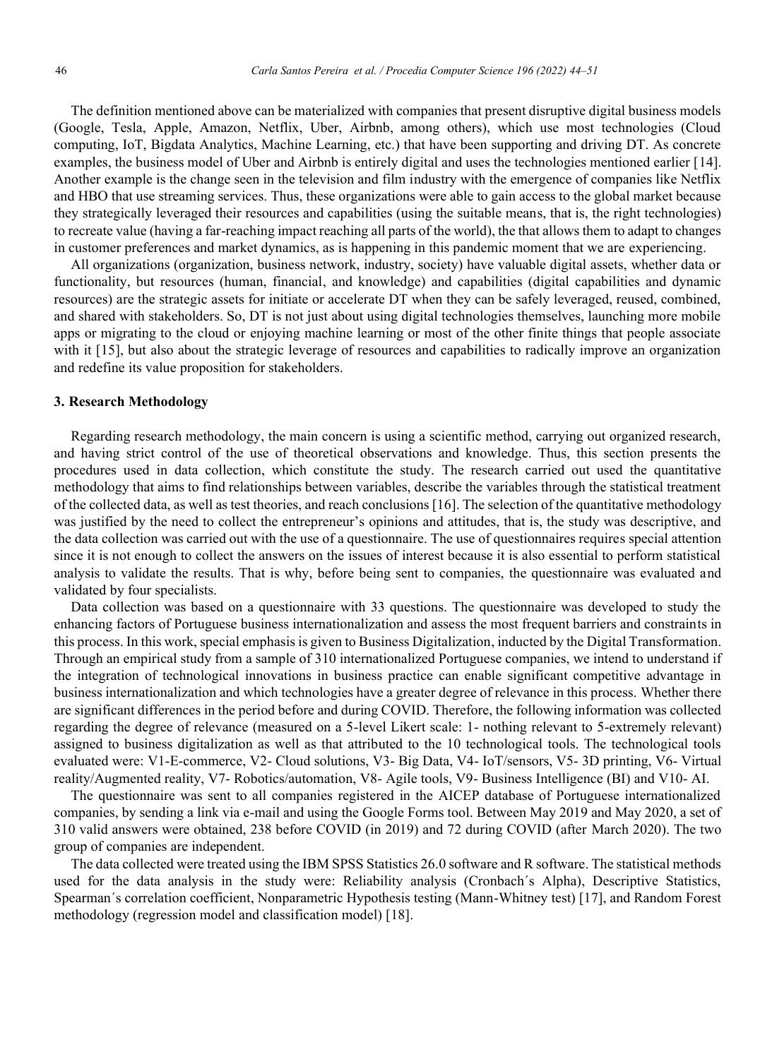The definition mentioned above can be materialized with companies that present disruptive digital business models (Google, Tesla, Apple, Amazon, Netflix, Uber, Airbnb, among others), which use most technologies (Cloud computing, IoT, Bigdata Analytics, Machine Learning, etc.) that have been supporting and driving DT. As concrete examples, the business model of Uber and Airbnb is entirely digital and uses the technologies mentioned earlier [14]. Another example is the change seen in the television and film industry with the emergence of companies like Netflix and HBO that use streaming services. Thus, these organizations were able to gain access to the global market because they strategically leveraged their resources and capabilities (using the suitable means, that is, the right technologies) to recreate value (having a far-reaching impact reaching all parts of the world), the that allows them to adapt to changes in customer preferences and market dynamics, as is happening in this pandemic moment that we are experiencing.

All organizations (organization, business network, industry, society) have valuable digital assets, whether data or functionality, but resources (human, financial, and knowledge) and capabilities (digital capabilities and dynamic resources) are the strategic assets for initiate or accelerate DT when they can be safely leveraged, reused, combined, and shared with stakeholders. So, DT is not just about using digital technologies themselves, launching more mobile apps or migrating to the cloud or enjoying machine learning or most of the other finite things that people associate with it [15], but also about the strategic leverage of resources and capabilities to radically improve an organization and redefine its value proposition for stakeholders.

## 3. Research Methodology

Regarding research methodology, the main concern is using a scientific method, carrying out organized research, and having strict control of the use of theoretical observations and knowledge. Thus, this section presents the procedures used in data collection, which constitute the study. The research carried out used the quantitative methodology that aims to find relationships between variables, describe the variables through the statistical treatment of the collected data, as well as test theories, and reach conclusions [16]. The selection of the quantitative methodology was justified by the need to collect the entrepreneur's opinions and attitudes, that is, the study was descriptive, and the data collection was carried out with the use of a questionnaire. The use of questionnaires requires special attention since it is not enough to collect the answers on the issues of interest because it is also essential to perform statistical analysis to validate the results. That is why, before being sent to companies, the questionnaire was evaluated and validated by four specialists.

Data collection was based on a questionnaire with 33 questions. The questionnaire was developed to study the enhancing factors of Portuguese business internationalization and assess the most frequent barriers and constraints in this process. In this work, special emphasis is given to Business Digitalization, inducted by the Digital Transformation. Through an empirical study from a sample of 310 internationalized Portuguese companies, we intend to understand if the integration of technological innovations in business practice can enable significant competitive advantage in business internationalization and which technologies have a greater degree of relevance in this process. Whether there are significant differences in the period before and during COVID. Therefore, the following information was collected regarding the degree of relevance (measured on a 5-level Likert scale: 1- nothing relevant to 5-extremely relevant) assigned to business digitalization as well as that attributed to the 10 technological tools. The technological tools evaluated were: V1-E-commerce, V2- Cloud solutions, V3- Big Data, V4- IoT/sensors, V5- 3D printing, V6- Virtual reality/Augmented reality, V7- Robotics/automation, V8- Agile tools, V9- Business Intelligence (BI) and V10- AI.

The questionnaire was sent to all companies registered in the AICEP database of Portuguese internationalized companies, by sending a link via e-mail and using the Google Forms tool. Between May 2019 and May 2020, a set of 310 valid answers were obtained, 238 before COVID (in 2019) and 72 during COVID (after March 2020). The two group of companies are independent.

The data collected were treated using the IBM SPSS Statistics 26.0 software and R software. The statistical methods used for the data analysis in the study were: Reliability analysis (Cronbach´s Alpha), Descriptive Statistics, Spearman´s correlation coefficient, Nonparametric Hypothesis testing (Mann-Whitney test) [17], and Random Forest methodology (regression model and classification model) [18].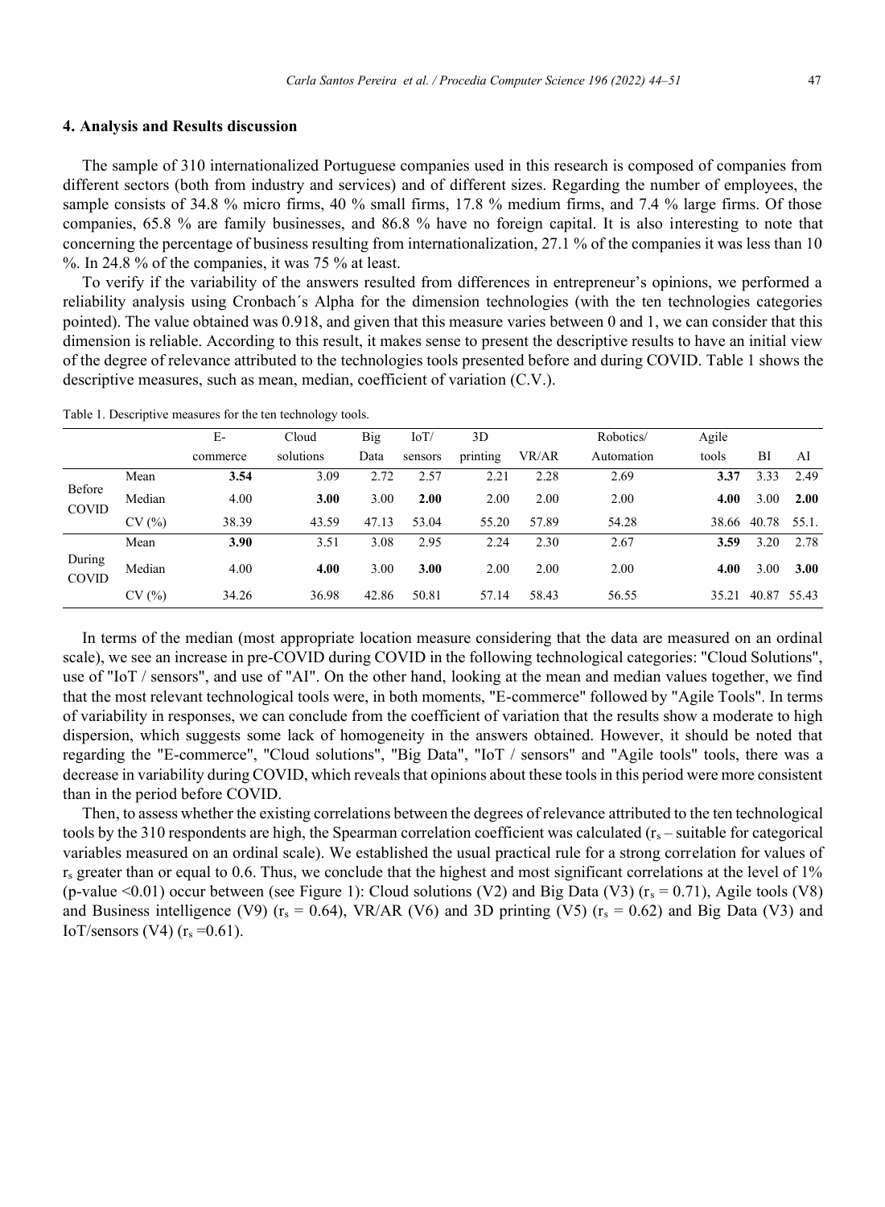## 4. Analysis and Results discussion

The sample of 310 internationalized Portuguese companies used in this research is composed of companies from different sectors (both from industry and services) and of different sizes. Regarding the number of employees, the sample consists of 34.8 % micro firms, 40 % small firms, 17.8 % medium firms, and 7.4 % large firms. Of those companies, 65.8 % are family businesses, and 86.8 % have no foreign capital. It is also interesting to note that concerning the percentage of business resulting from internationalization, 27.1 % of the companies it was less than 10 %. In 24.8 % of the companies, it was 75 % at least.

To verify if the variability of the answers resulted from differences in entrepreneur's opinions, we performed a reliability analysis using Cronbach´s Alpha for the dimension technologies (with the ten technologies categories pointed). The value obtained was 0.918, and given that this measure varies between 0 and 1, we can consider that this dimension is reliable. According to this result, it makes sense to present the descriptive results to have an initial view of the degree of relevance attributed to the technologies tools presented before and during COVID. Table 1 shows the descriptive measures, such as mean, median, coefficient of variation (C.V.).

Table 1. Descriptive measures for the ten technology tools.

| | | E-commerce | Cloud solutions | Big Data | IoT/ sensors | 3D printing | VR/AR | Robotics/ Automation | Agile tools | BI | AI |
|---|---|---|---|---|---|---|---|---|---|---|---|
| Before COVID | Mean | **3.54** | 3.09 | 2.72 | 2.57 | 2.21 | 2.28 | 2.69 | **3.37** | 3.33 | 2.49 |
| | Median | 4.00 | **3.00** | 3.00 | **2.00** | 2.00 | 2.00 | 2.00 | **4.00** | 3.00 | **2.00** |
| | CV (%) | 38.39 | 43.59 | 47.13 | 53.04 | 55.20 | 57.89 | 54.28 | 38.66 | 40.78 | 55.1. |
| During COVID | Mean | **3.90** | 3.51 | 3.08 | 2.95 | 2.24 | 2.30 | 2.67 | **3.59** | 3.20 | 2.78 |
| | Median | 4.00 | **4.00** | 3.00 | **3.00** | 2.00 | 2.00 | 2.00 | **4.00** | 3.00 | **3.00** |
| | CV (%) | 34.26 | 36.98 | 42.86 | 50.81 | 57.14 | 58.43 | 56.55 | 35.21 | 40.87 | 55.43 |

In terms of the median (most appropriate location measure considering that the data are measured on an ordinal scale), we see an increase in pre-COVID during COVID in the following technological categories: "Cloud Solutions", use of "IoT / sensors", and use of "AI". On the other hand, looking at the mean and median values together, we find that the most relevant technological tools were, in both moments, "E-commerce" followed by "Agile Tools". In terms of variability in responses, we can conclude from the coefficient of variation that the results show a moderate to high dispersion, which suggests some lack of homogeneity in the answers obtained. However, it should be noted that regarding the "E-commerce", "Cloud solutions", "Big Data", "IoT / sensors" and "Agile tools" tools, there was a decrease in variability during COVID, which reveals that opinions about these tools in this period were more consistent than in the period before COVID.

Then, to assess whether the existing correlations between the degrees of relevance attributed to the ten technological tools by the 310 respondents are high, the Spearman correlation coefficient was calculated ($r_s$ – suitable for categorical variables measured on an ordinal scale). We established the usual practical rule for a strong correlation for values of $r_s$ greater than or equal to 0.6. Thus, we conclude that the highest and most significant correlations at the level of 1% (p-value <0.01) occur between (see Figure 1): Cloud solutions (V2) and Big Data (V3) ($r_s = 0.71$), Agile tools (V8) and Business intelligence (V9) ($r_s = 0.64$), VR/AR (V6) and 3D printing (V5) ($r_s = 0.62$) and Big Data (V3) and IoT/sensors (V4) ($r_s = 0.61$).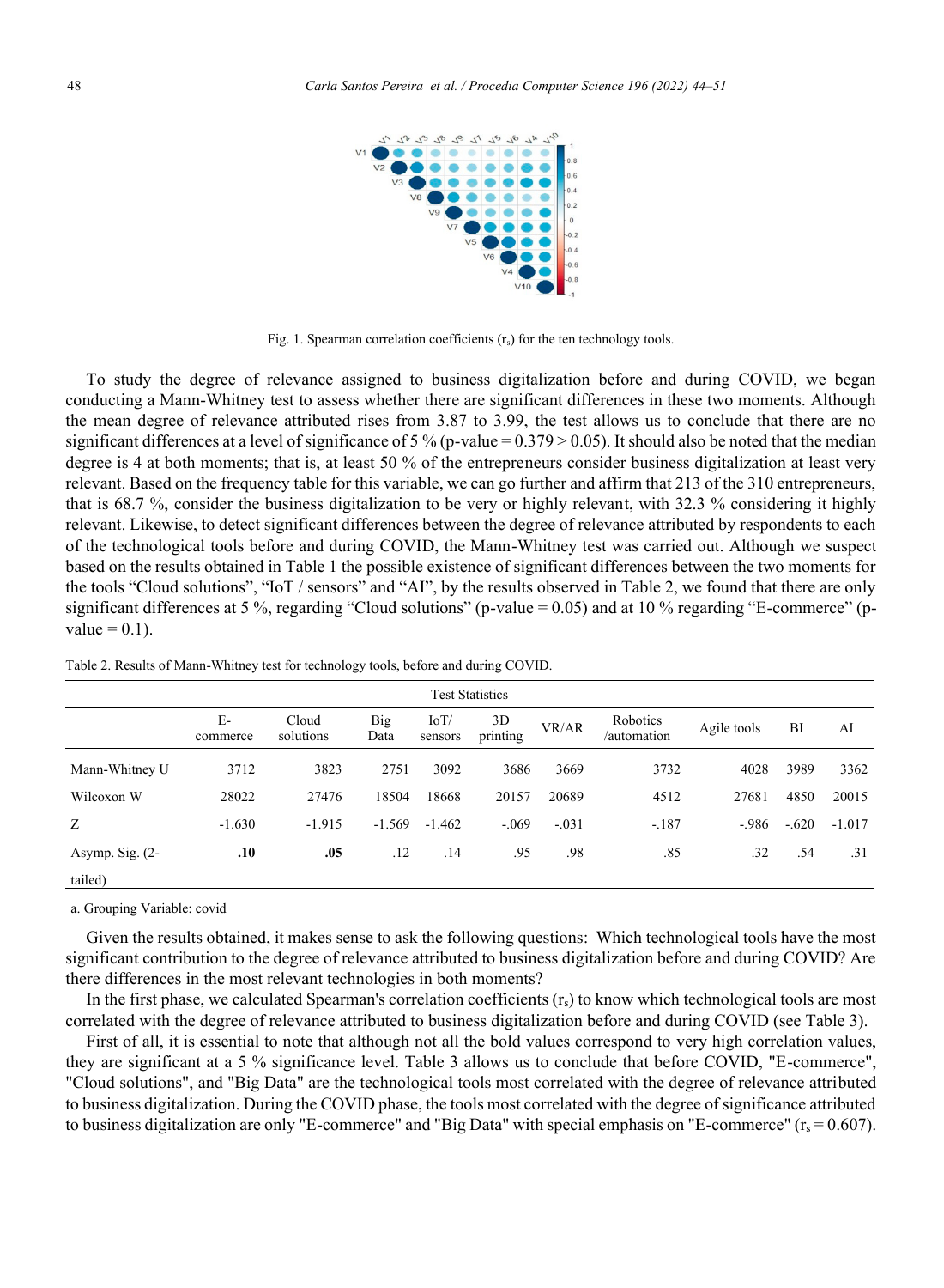Fig. 1. Spearman correlation coefficients ($r_s$) for the ten technology tools.

To study the degree of relevance assigned to business digitalization before and during COVID, we began conducting a Mann-Whitney test to assess whether there are significant differences in these two moments. Although the mean degree of relevance attributed rises from 3.87 to 3.99, the test allows us to conclude that there are no significant differences at a level of significance of 5 % (p-value = 0.379 > 0.05). It should also be noted that the median degree is 4 at both moments; that is, at least 50 % of the entrepreneurs consider business digitalization at least very relevant. Based on the frequency table for this variable, we can go further and affirm that 213 of the 310 entrepreneurs, that is 68.7 %, consider the business digitalization to be very or highly relevant, with 32.3 % considering it highly relevant. Likewise, to detect significant differences between the degree of relevance attributed by respondents to each of the technological tools before and during COVID, the Mann-Whitney test was carried out. Although we suspect based on the results obtained in Table 1 the possible existence of significant differences between the two moments for the tools "Cloud solutions", "IoT / sensors" and "AI", by the results observed in Table 2, we found that there are only significant differences at 5 %, regarding "Cloud solutions" (p-value = 0.05) and at 10 % regarding "E-commerce" (p-value = 0.1).

Table 2. Results of Mann-Whitney test for technology tools, before and during COVID.

| Test Statistics | | | | | | | | | | |
|---|---|---|---|---|---|---|---|---|---|---|
| | E-commerce | Cloud solutions | Big Data | IoT/ sensors | 3D printing | VR/AR | Robotics /automation | Agile tools | BI | AI |
| Mann-Whitney U | 3712 | 3823 | 2751 | 3092 | 3686 | 3669 | 3732 | 4028 | 3989 | 3362 |
| Wilcoxon W | 28022 | 27476 | 18504 | 18668 | 20157 | 20689 | 4512 | 27681 | 4850 | 20015 |
| Z | -1.630 | -1.915 | -1.569 | -1.462 | -.069 | -.031 | -.187 | -.986 | -.620 | -1.017 |
| Asymp. Sig. (2-tailed) | **.10** | **.05** | .12 | .14 | .95 | .98 | .85 | .32 | .54 | .31 |

a. Grouping Variable: covid

Given the results obtained, it makes sense to ask the following questions: Which technological tools have the most significant contribution to the degree of relevance attributed to business digitalization before and during COVID? Are there differences in the most relevant technologies in both moments?

In the first phase, we calculated Spearman's correlation coefficients ($r_s$) to know which technological tools are most correlated with the degree of relevance attributed to business digitalization before and during COVID (see Table 3).

First of all, it is essential to note that although not all the bold values correspond to very high correlation values, they are significant at a 5 % significance level. Table 3 allows us to conclude that before COVID, "E-commerce", "Cloud solutions", and "Big Data" are the technological tools most correlated with the degree of relevance attributed to business digitalization. During the COVID phase, the tools most correlated with the degree of significance attributed to business digitalization are only "E-commerce" and "Big Data" with special emphasis on "E-commerce" ($r_s = 0.607$).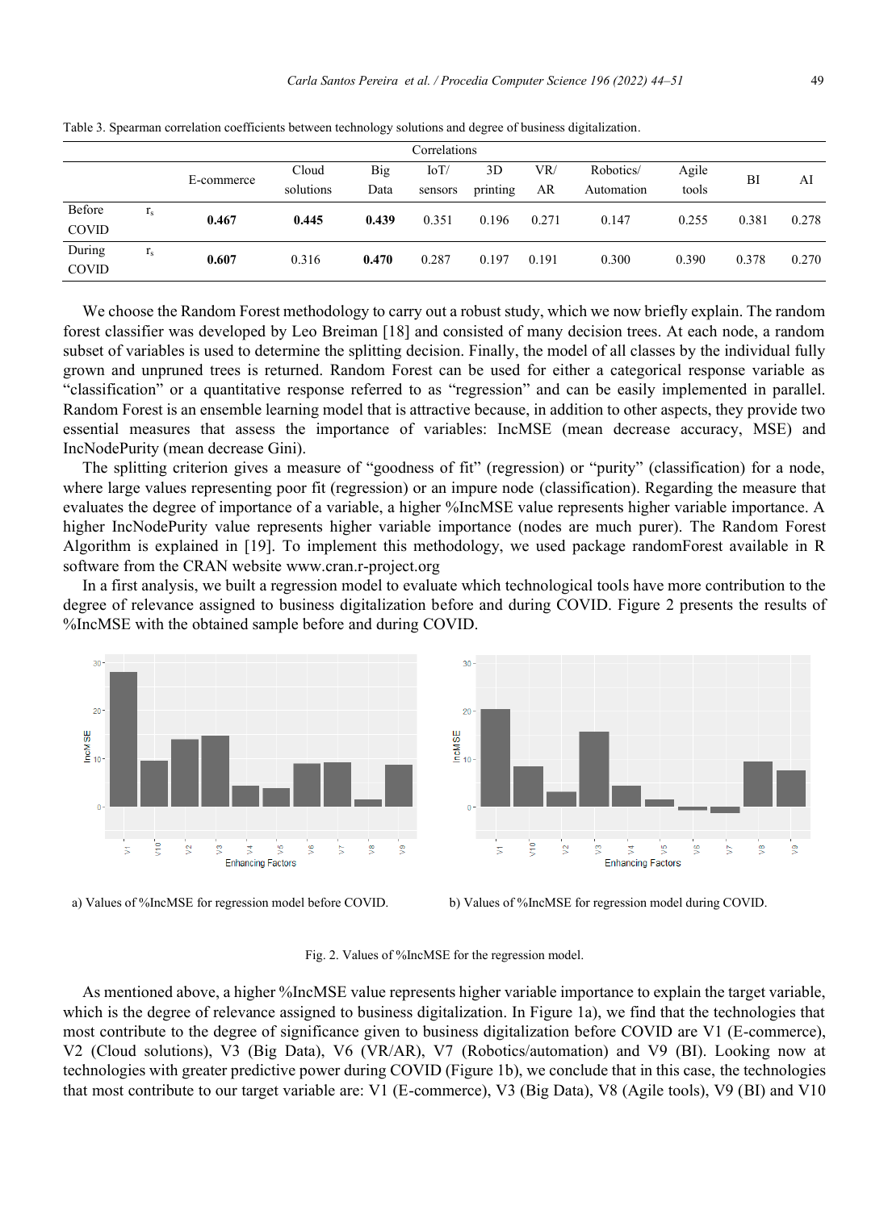Table 3. Spearman correlation coefficients between technology solutions and degree of business digitalization.

| Correlations | | | | | | | | | | | |
|---|---|---|---|---|---|---|---|---|---|---|---|
| | | E-commerce | Cloud solutions | Big Data | IoT/ sensors | 3D printing | VR/ AR | Robotics/ Automation | Agile tools | BI | AI |
| Before COVID | $r_s$ | **0.467** | **0.445** | **0.439** | 0.351 | 0.196 | 0.271 | 0.147 | 0.255 | 0.381 | 0.278 |
| During COVID | $r_s$ | **0.607** | 0.316 | **0.470** | 0.287 | 0.197 | 0.191 | 0.300 | 0.390 | 0.378 | 0.270 |

We choose the Random Forest methodology to carry out a robust study, which we now briefly explain. The random forest classifier was developed by Leo Breiman [18] and consisted of many decision trees. At each node, a random subset of variables is used to determine the splitting decision. Finally, the model of all classes by the individual fully grown and unpruned trees is returned. Random Forest can be used for either a categorical response variable as "classification" or a quantitative response referred to as "regression" and can be easily implemented in parallel. Random Forest is an ensemble learning model that is attractive because, in addition to other aspects, they provide two essential measures that assess the importance of variables: IncMSE (mean decrease accuracy, MSE) and IncNodePurity (mean decrease Gini).

The splitting criterion gives a measure of "goodness of fit" (regression) or "purity" (classification) for a node, where large values representing poor fit (regression) or an impure node (classification). Regarding the measure that evaluates the degree of importance of a variable, a higher %IncMSE value represents higher variable importance. A higher IncNodePurity value represents higher variable importance (nodes are much purer). The Random Forest Algorithm is explained in [19]. To implement this methodology, we used package randomForest available in R software from the CRAN website www.cran.r-project.org

In a first analysis, we built a regression model to evaluate which technological tools have more contribution to the degree of relevance assigned to business digitalization before and during COVID. Figure 2 presents the results of %IncMSE with the obtained sample before and during COVID.

a) Values of %IncMSE for regression model before COVID.

b) Values of %IncMSE for regression model during COVID.

Fig. 2. Values of %IncMSE for the regression model.

As mentioned above, a higher %IncMSE value represents higher variable importance to explain the target variable, which is the degree of relevance assigned to business digitalization. In Figure 1a), we find that the technologies that most contribute to the degree of significance given to business digitalization before COVID are V1 (E-commerce), V2 (Cloud solutions), V3 (Big Data), V6 (VR/AR), V7 (Robotics/automation) and V9 (BI). Looking now at technologies with greater predictive power during COVID (Figure 1b), we conclude that in this case, the technologies that most contribute to our target variable are: V1 (E-commerce), V3 (Big Data), V8 (Agile tools), V9 (BI) and V10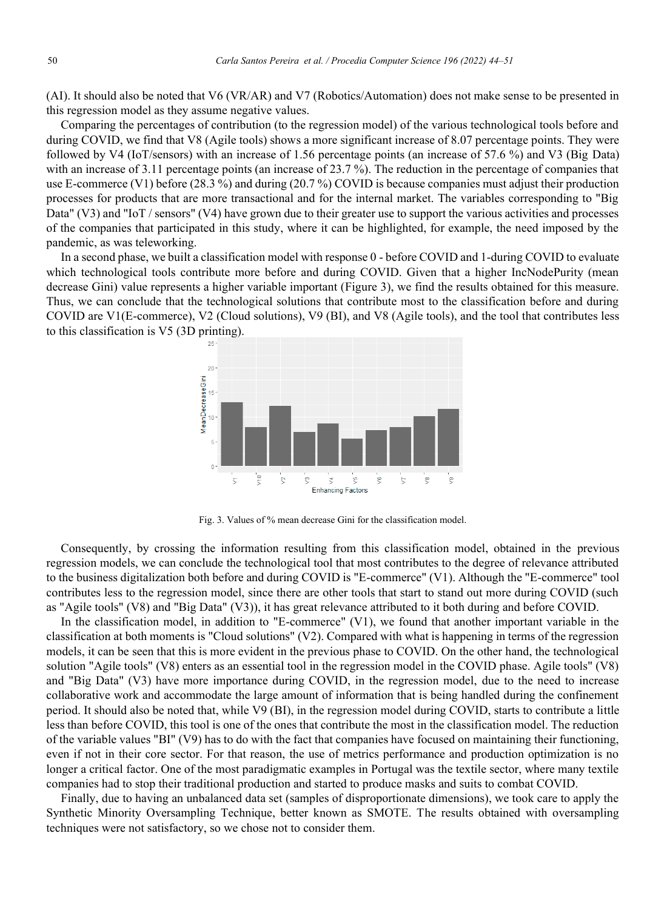(AI). It should also be noted that V6 (VR/AR) and V7 (Robotics/Automation) does not make sense to be presented in this regression model as they assume negative values.

Comparing the percentages of contribution (to the regression model) of the various technological tools before and during COVID, we find that V8 (Agile tools) shows a more significant increase of 8.07 percentage points. They were followed by V4 (IoT/sensors) with an increase of 1.56 percentage points (an increase of 57.6 %) and V3 (Big Data) with an increase of 3.11 percentage points (an increase of 23.7 %). The reduction in the percentage of companies that use E-commerce (V1) before (28.3 %) and during (20.7 %) COVID is because companies must adjust their production processes for products that are more transactional and for the internal market. The variables corresponding to "Big Data" (V3) and "IoT / sensors" (V4) have grown due to their greater use to support the various activities and processes of the companies that participated in this study, where it can be highlighted, for example, the need imposed by the pandemic, as was teleworking.

In a second phase, we built a classification model with response 0 - before COVID and 1-during COVID to evaluate which technological tools contribute more before and during COVID. Given that a higher IncNodePurity (mean decrease Gini) value represents a higher variable important (Figure 3), we find the results obtained for this measure. Thus, we can conclude that the technological solutions that contribute most to the classification before and during COVID are V1(E-commerce), V2 (Cloud solutions), V9 (BI), and V8 (Agile tools), and the tool that contributes less to this classification is V5 (3D printing).

Fig. 3. Values of % mean decrease Gini for the classification model.

Consequently, by crossing the information resulting from this classification model, obtained in the previous regression models, we can conclude the technological tool that most contributes to the degree of relevance attributed to the business digitalization both before and during COVID is "E-commerce" (V1). Although the "E-commerce" tool contributes less to the regression model, since there are other tools that start to stand out more during COVID (such as "Agile tools" (V8) and "Big Data" (V3)), it has great relevance attributed to it both during and before COVID.

In the classification model, in addition to "E-commerce" (V1), we found that another important variable in the classification at both moments is "Cloud solutions" (V2). Compared with what is happening in terms of the regression models, it can be seen that this is more evident in the previous phase to COVID. On the other hand, the technological solution "Agile tools" (V8) enters as an essential tool in the regression model in the COVID phase. Agile tools" (V8) and "Big Data" (V3) have more importance during COVID, in the regression model, due to the need to increase collaborative work and accommodate the large amount of information that is being handled during the confinement period. It should also be noted that, while V9 (BI), in the regression model during COVID, starts to contribute a little less than before COVID, this tool is one of the ones that contribute the most in the classification model. The reduction of the variable values "BI" (V9) has to do with the fact that companies have focused on maintaining their functioning, even if not in their core sector. For that reason, the use of metrics performance and production optimization is no longer a critical factor. One of the most paradigmatic examples in Portugal was the textile sector, where many textile companies had to stop their traditional production and started to produce masks and suits to combat COVID.

Finally, due to having an unbalanced data set (samples of disproportionate dimensions), we took care to apply the Synthetic Minority Oversampling Technique, better known as SMOTE. The results obtained with oversampling techniques were not satisfactory, so we chose not to consider them.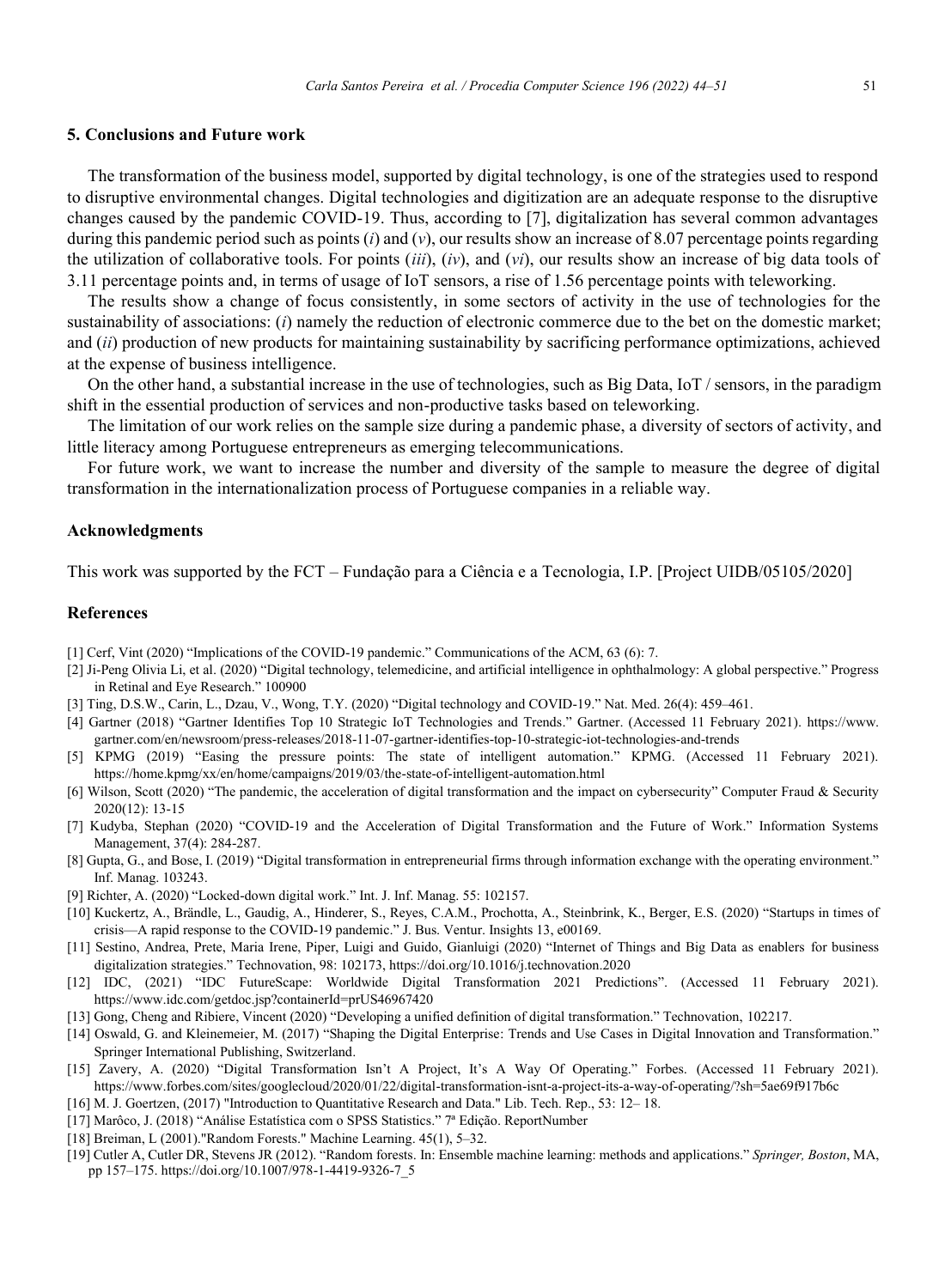## 5. Conclusions and Future work

The transformation of the business model, supported by digital technology, is one of the strategies used to respond to disruptive environmental changes. Digital technologies and digitization are an adequate response to the disruptive changes caused by the pandemic COVID-19. Thus, according to [7], digitalization has several common advantages during this pandemic period such as points (*i*) and (*v*), our results show an increase of 8.07 percentage points regarding the utilization of collaborative tools. For points (*iii*), (*iv*), and (*vi*), our results show an increase of big data tools of 3.11 percentage points and, in terms of usage of IoT sensors, a rise of 1.56 percentage points with teleworking.

The results show a change of focus consistently, in some sectors of activity in the use of technologies for the sustainability of associations: (*i*) namely the reduction of electronic commerce due to the bet on the domestic market; and (*ii*) production of new products for maintaining sustainability by sacrificing performance optimizations, achieved at the expense of business intelligence.

On the other hand, a substantial increase in the use of technologies, such as Big Data, IoT / sensors, in the paradigm shift in the essential production of services and non-productive tasks based on teleworking.

The limitation of our work relies on the sample size during a pandemic phase, a diversity of sectors of activity, and little literacy among Portuguese entrepreneurs as emerging telecommunications.

For future work, we want to increase the number and diversity of the sample to measure the degree of digital transformation in the internationalization process of Portuguese companies in a reliable way.

## Acknowledgments

This work was supported by the FCT – Fundação para a Ciência e a Tecnologia, I.P. [Project UIDB/05105/2020]

## References

[1] Cerf, Vint (2020) "Implications of the COVID-19 pandemic." Communications of the ACM, 63 (6): 7.

[2] Ji-Peng Olivia Li, et al. (2020) "Digital technology, telemedicine, and artificial intelligence in ophthalmology: A global perspective." Progress in Retinal and Eye Research." 100900

[3] Ting, D.S.W., Carin, L., Dzau, V., Wong, T.Y. (2020) "Digital technology and COVID-19." Nat. Med. 26(4): 459–461.

[4] Gartner (2018) "Gartner Identifies Top 10 Strategic IoT Technologies and Trends." Gartner. (Accessed 11 February 2021). https://www.gartner.com/en/newsroom/press-releases/2018-11-07-gartner-identifies-top-10-strategic-iot-technologies-and-trends

[5] KPMG (2019) "Easing the pressure points: The state of intelligent automation." KPMG. (Accessed 11 February 2021). https://home.kpmg/xx/en/home/campaigns/2019/03/the-state-of-intelligent-automation.html

[6] Wilson, Scott (2020) "The pandemic, the acceleration of digital transformation and the impact on cybersecurity" Computer Fraud & Security 2020(12): 13-15

[7] Kudyba, Stephan (2020) "COVID-19 and the Acceleration of Digital Transformation and the Future of Work." Information Systems Management, 37(4): 284-287.

[8] Gupta, G., and Bose, I. (2019) "Digital transformation in entrepreneurial firms through information exchange with the operating environment." Inf. Manag. 103243.

[9] Richter, A. (2020) "Locked-down digital work." Int. J. Inf. Manag. 55: 102157.

[10] Kuckertz, A., Brändle, L., Gaudig, A., Hinderer, S., Reyes, C.A.M., Prochotta, A., Steinbrink, K., Berger, E.S. (2020) "Startups in times of crisis—A rapid response to the COVID-19 pandemic." J. Bus. Ventur. Insights 13, e00169.

[11] Sestino, Andrea, Prete, Maria Irene, Piper, Luigi and Guido, Gianluigi (2020) "Internet of Things and Big Data as enablers for business digitalization strategies." Technovation, 98: 102173, https://doi.org/10.1016/j.technovation.2020

[12] IDC, (2021) "IDC FutureScape: Worldwide Digital Transformation 2021 Predictions". (Accessed 11 February 2021). https://www.idc.com/getdoc.jsp?containerId=prUS46967420

[13] Gong, Cheng and Ribiere, Vincent (2020) "Developing a unified definition of digital transformation." Technovation, 102217.

[14] Oswald, G. and Kleinemeier, M. (2017) "Shaping the Digital Enterprise: Trends and Use Cases in Digital Innovation and Transformation." Springer International Publishing, Switzerland.

[15] Zavery, A. (2020) "Digital Transformation Isn't A Project, It's A Way Of Operating." Forbes. (Accessed 11 February 2021). https://www.forbes.com/sites/googlecloud/2020/01/22/digital-transformation-isnt-a-project-its-a-way-of-operating/?sh=5ae69f917b6c

[16] M. J. Goertzen, (2017) "Introduction to Quantitative Research and Data." Lib. Tech. Rep., 53: 12– 18.

[17] Marôco, J. (2018) "Análise Estatística com o SPSS Statistics." 7ª Edição. ReportNumber

[18] Breiman, L (2001)."Random Forests." Machine Learning. 45(1), 5–32.

[19] Cutler A, Cutler DR, Stevens JR (2012). "Random forests. In: Ensemble machine learning: methods and applications." *Springer, Boston*, MA, pp 157–175. https://doi.org/10.1007/978-1-4419-9326-7_5